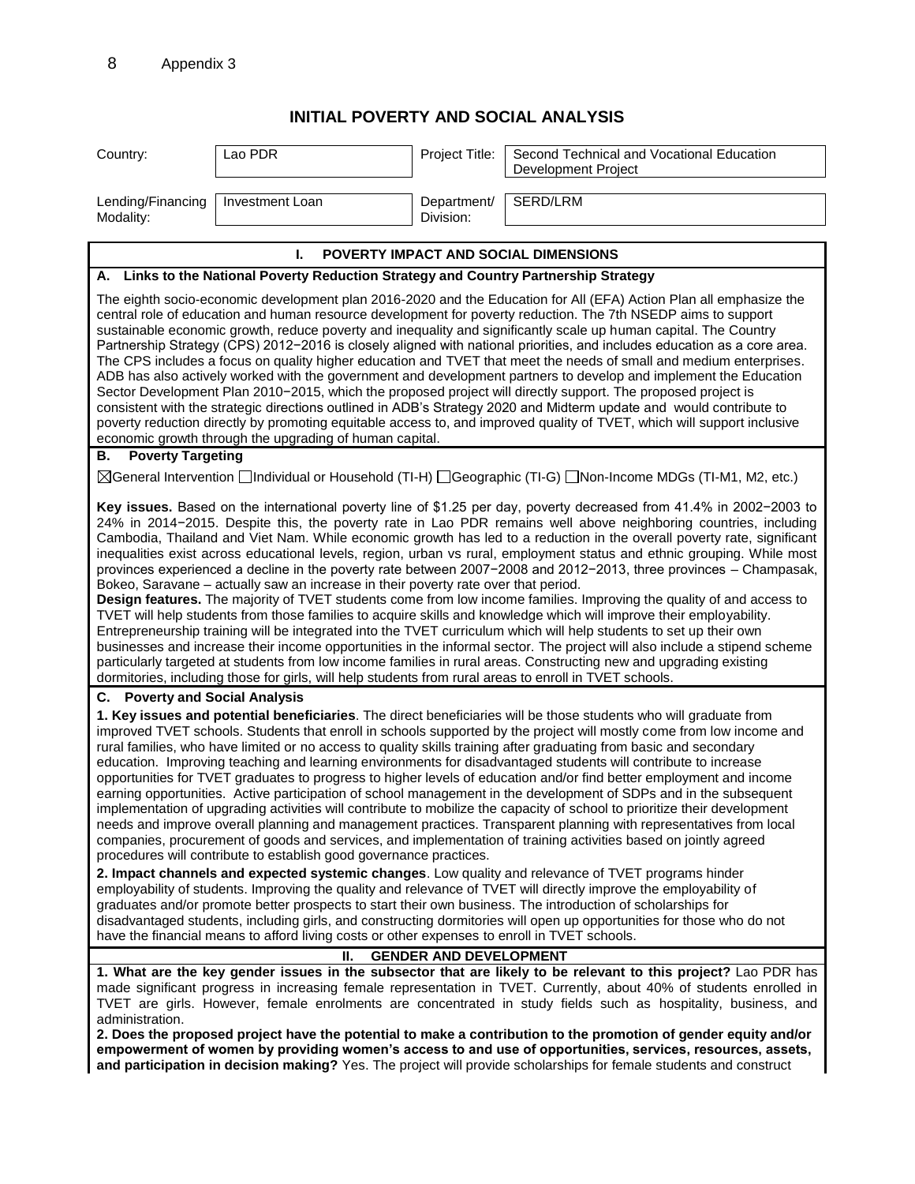# INITIAL POVERTY AND SOCIAL ANALYSIS

| Country: | Lao PDR | Project Title: | Second Technical and Vocational Education Development Project |
|---|---|---|---|
| Lending/Financing Modality: | Investment Loan | Department/ Division: | SERD/LRM |

## I. POVERTY IMPACT AND SOCIAL DIMENSIONS

### A. Links to the National Poverty Reduction Strategy and Country Partnership Strategy

The eighth socio-economic development plan 2016-2020 and the Education for All (EFA) Action Plan all emphasize the central role of education and human resource development for poverty reduction. The 7th NSEDP aims to support sustainable economic growth, reduce poverty and inequality and significantly scale up human capital. The Country Partnership Strategy (CPS) 2012−2016 is closely aligned with national priorities, and includes education as a core area. The CPS includes a focus on quality higher education and TVET that meet the needs of small and medium enterprises. ADB has also actively worked with the government and development partners to develop and implement the Education Sector Development Plan 2010−2015, which the proposed project will directly support. The proposed project is consistent with the strategic directions outlined in ADB's Strategy 2020 and Midterm update and would contribute to poverty reduction directly by promoting equitable access to, and improved quality of TVET, which will support inclusive economic growth through the upgrading of human capital.

### B. Poverty Targeting

☒General Intervention ☐Individual or Household (TI-H) ☐Geographic (TI-G) ☐Non-Income MDGs (TI-M1, M2, etc.)

**Key issues.** Based on the international poverty line of $1.25 per day, poverty decreased from 41.4% in 2002−2003 to 24% in 2014−2015. Despite this, the poverty rate in Lao PDR remains well above neighboring countries, including Cambodia, Thailand and Viet Nam. While economic growth has led to a reduction in the overall poverty rate, significant inequalities exist across educational levels, region, urban vs rural, employment status and ethnic grouping. While most provinces experienced a decline in the poverty rate between 2007−2008 and 2012−2013, three provinces – Champasak, Bokeo, Saravane – actually saw an increase in their poverty rate over that period.

**Design features.** The majority of TVET students come from low income families. Improving the quality of and access to TVET will help students from those families to acquire skills and knowledge which will improve their employability. Entrepreneurship training will be integrated into the TVET curriculum which will help students to set up their own businesses and increase their income opportunities in the informal sector. The project will also include a stipend scheme particularly targeted at students from low income families in rural areas. Constructing new and upgrading existing dormitories, including those for girls, will help students from rural areas to enroll in TVET schools.

### C. Poverty and Social Analysis

**1. Key issues and potential beneficiaries**. The direct beneficiaries will be those students who will graduate from improved TVET schools. Students that enroll in schools supported by the project will mostly come from low income and rural families, who have limited or no access to quality skills training after graduating from basic and secondary education. Improving teaching and learning environments for disadvantaged students will contribute to increase opportunities for TVET graduates to progress to higher levels of education and/or find better employment and income earning opportunities. Active participation of school management in the development of SDPs and in the subsequent implementation of upgrading activities will contribute to mobilize the capacity of school to prioritize their development needs and improve overall planning and management practices. Transparent planning with representatives from local companies, procurement of goods and services, and implementation of training activities based on jointly agreed procedures will contribute to establish good governance practices.

**2. Impact channels and expected systemic changes**. Low quality and relevance of TVET programs hinder employability of students. Improving the quality and relevance of TVET will directly improve the employability of graduates and/or promote better prospects to start their own business. The introduction of scholarships for disadvantaged students, including girls, and constructing dormitories will open up opportunities for those who do not have the financial means to afford living costs or other expenses to enroll in TVET schools.

## II. GENDER AND DEVELOPMENT

**1. What are the key gender issues in the subsector that are likely to be relevant to this project?** Lao PDR has made significant progress in increasing female representation in TVET. Currently, about 40% of students enrolled in TVET are girls. However, female enrolments are concentrated in study fields such as hospitality, business, and administration.

**2. Does the proposed project have the potential to make a contribution to the promotion of gender equity and/or empowerment of women by providing women's access to and use of opportunities, services, resources, assets, and participation in decision making?** Yes. The project will provide scholarships for female students and construct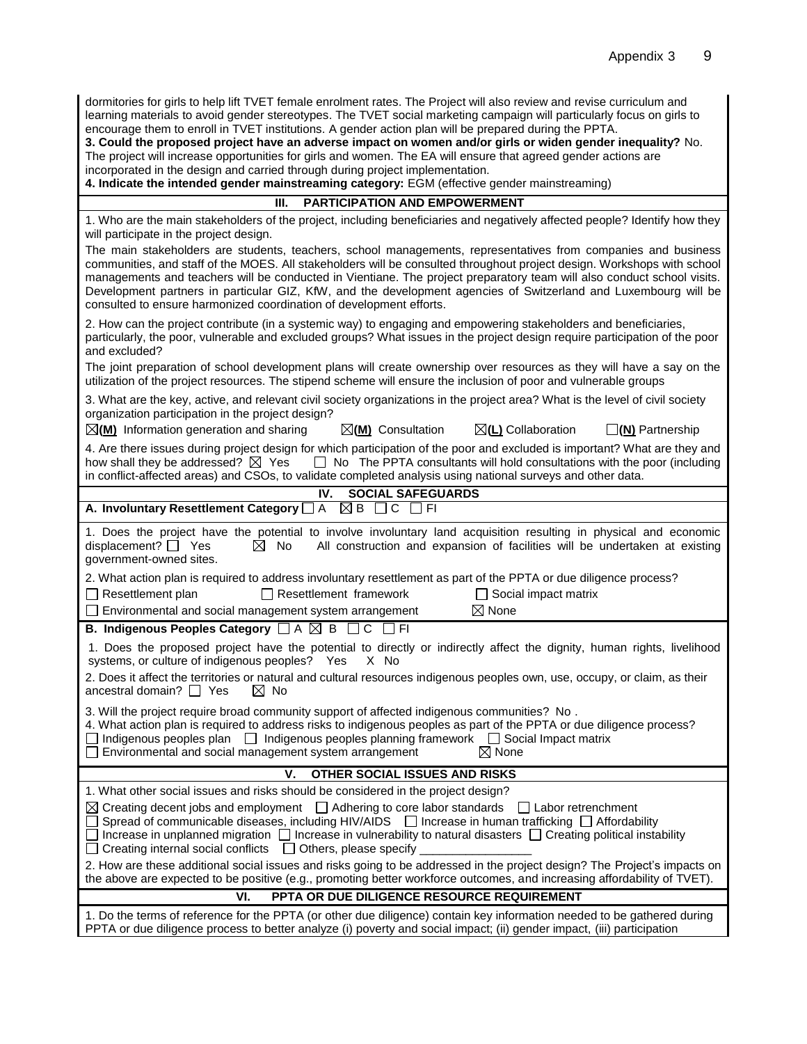dormitories for girls to help lift TVET female enrolment rates. The Project will also review and revise curriculum and learning materials to avoid gender stereotypes. The TVET social marketing campaign will particularly focus on girls to encourage them to enroll in TVET institutions. A gender action plan will be prepared during the PPTA.

**3. Could the proposed project have an adverse impact on women and/or girls or widen gender inequality?** No. The project will increase opportunities for girls and women. The EA will ensure that agreed gender actions are incorporated in the design and carried through during project implementation.

**4. Indicate the intended gender mainstreaming category:** EGM (effective gender mainstreaming)

## III. PARTICIPATION AND EMPOWERMENT

1. Who are the main stakeholders of the project, including beneficiaries and negatively affected people? Identify how they will participate in the project design.

The main stakeholders are students, teachers, school managements, representatives from companies and business communities, and staff of the MOES. All stakeholders will be consulted throughout project design. Workshops with school managements and teachers will be conducted in Vientiane. The project preparatory team will also conduct school visits. Development partners in particular GIZ, KfW, and the development agencies of Switzerland and Luxembourg will be consulted to ensure harmonized coordination of development efforts.

2. How can the project contribute (in a systemic way) to engaging and empowering stakeholders and beneficiaries, particularly, the poor, vulnerable and excluded groups? What issues in the project design require participation of the poor and excluded?

The joint preparation of school development plans will create ownership over resources as they will have a say on the utilization of the project resources. The stipend scheme will ensure the inclusion of poor and vulnerable groups

3. What are the key, active, and relevant civil society organizations in the project area? What is the level of civil society organization participation in the project design?

☒**(M)** Information generation and sharing ☒**(M)** Consultation ☒**(L)** Collaboration ☐**(N)** Partnership

4. Are there issues during project design for which participation of the poor and excluded is important? What are they and how shall they be addressed? ☒ Yes ☐ No The PPTA consultants will hold consultations with the poor (including in conflict-affected areas) and CSOs, to validate completed analysis using national surveys and other data.

## IV. SOCIAL SAFEGUARDS

**A. Involuntary Resettlement Category** ☐ A ☒ B ☐ C ☐ FI

1. Does the project have the potential to involve involuntary land acquisition resulting in physical and economic displacement? ☐ Yes ☒ No All construction and expansion of facilities will be undertaken at existing government-owned sites.

2. What action plan is required to address involuntary resettlement as part of the PPTA or due diligence process?

☐ Resettlement plan ☐ Resettlement framework ☐ Social impact matrix
☐ Environmental and social management system arrangement ☒ None

**B. Indigenous Peoples Category** ☐ A ☒ B ☐ C ☐ FI

1. Does the proposed project have the potential to directly or indirectly affect the dignity, human rights, livelihood systems, or culture of indigenous peoples? Yes X No

2. Does it affect the territories or natural and cultural resources indigenous peoples own, use, occupy, or claim, as their ancestral domain? ☐ Yes ☒ No

3. Will the project require broad community support of affected indigenous communities? No .

4. What action plan is required to address risks to indigenous peoples as part of the PPTA or due diligence process?

☐ Indigenous peoples plan ☐ Indigenous peoples planning framework ☐ Social Impact matrix
☐ Environmental and social management system arrangement ☒ None

## V. OTHER SOCIAL ISSUES AND RISKS

1. What other social issues and risks should be considered in the project design?

☒ Creating decent jobs and employment ☐ Adhering to core labor standards ☐ Labor retrenchment
☐ Spread of communicable diseases, including HIV/AIDS ☐ Increase in human trafficking ☐ Affordability
☐ Increase in unplanned migration ☐ Increase in vulnerability to natural disasters ☐ Creating political instability
☐ Creating internal social conflicts ☐ Others, please specify ________________

2. How are these additional social issues and risks going to be addressed in the project design? The Project's impacts on the above are expected to be positive (e.g., promoting better workforce outcomes, and increasing affordability of TVET).

## VI. PPTA OR DUE DILIGENCE RESOURCE REQUIREMENT

1. Do the terms of reference for the PPTA (or other due diligence) contain key information needed to be gathered during PPTA or due diligence process to better analyze (i) poverty and social impact; (ii) gender impact, (iii) participation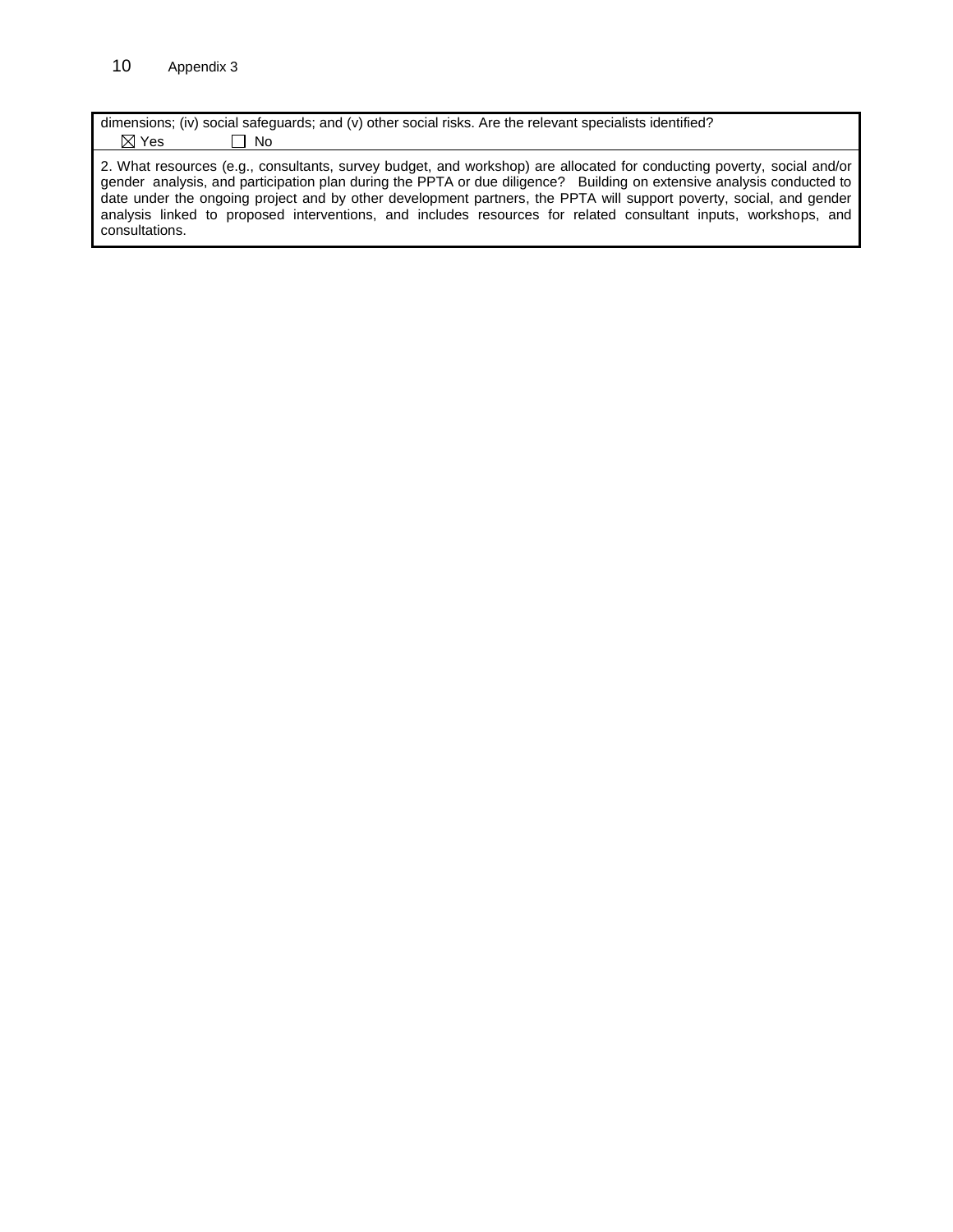dimensions; (iv) social safeguards; and (v) other social risks. Are the relevant specialists identified?

☒ Yes ☐ No

2. What resources (e.g., consultants, survey budget, and workshop) are allocated for conducting poverty, social and/or gender analysis, and participation plan during the PPTA or due diligence? Building on extensive analysis conducted to date under the ongoing project and by other development partners, the PPTA will support poverty, social, and gender analysis linked to proposed interventions, and includes resources for related consultant inputs, workshops, and consultations.